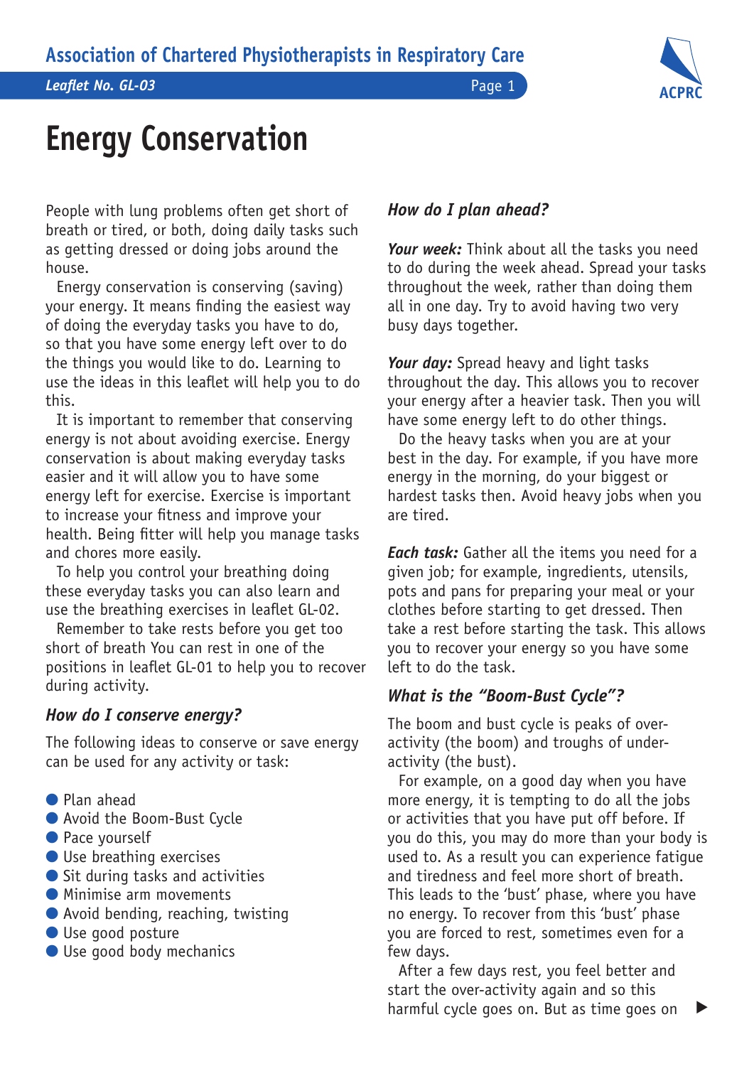# Energy Conservation

People with lung problems often get short of breath or tired, or both, doing daily tasks such as getting dressed or doing jobs around the house.

Energy conservation is conserving (saving) your energy. It means finding the easiest way of doing the everyday tasks you have to do, so that you have some energy left over to do the things you would like to do. Learning to use the ideas in this leaflet will help you to do this.

It is important to remember that conserving energy is not about avoiding exercise. Energy conservation is about making everyday tasks easier and it will allow you to have some energy left for exercise. Exercise is important to increase your fitness and improve your health. Being fitter will help you manage tasks and chores more easily.

To help you control your breathing doing these everyday tasks you can also learn and use the breathing exercises in leaflet GL-02.

Remember to take rests before you get too short of breath You can rest in one of the positions in leaflet GL-01 to help you to recover during activity.

### *How do I conserve energy?*

The following ideas to conserve or save energy can be used for any activity or task:

- Plan ahead
- Avoid the Boom-Bust Cycle
- Pace yourself
- Use breathing exercises
- Sit during tasks and activities
- Minimise arm movements
- Avoid bending, reaching, twisting
- Use good posture
- Use good body mechanics

### *How do I plan ahead?*

***Your week:*** Think about all the tasks you need to do during the week ahead. Spread your tasks throughout the week, rather than doing them all in one day. Try to avoid having two very busy days together.

***Your day:*** Spread heavy and light tasks throughout the day. This allows you to recover your energy after a heavier task. Then you will have some energy left to do other things.

Do the heavy tasks when you are at your best in the day. For example, if you have more energy in the morning, do your biggest or hardest tasks then. Avoid heavy jobs when you are tired.

***Each task:*** Gather all the items you need for a given job; for example, ingredients, utensils, pots and pans for preparing your meal or your clothes before starting to get dressed. Then take a rest before starting the task. This allows you to recover your energy so you have some left to do the task.

### *What is the "Boom-Bust Cycle"?*

The boom and bust cycle is peaks of over-activity (the boom) and troughs of under-activity (the bust).

For example, on a good day when you have more energy, it is tempting to do all the jobs or activities that you have put off before. If you do this, you may do more than your body is used to. As a result you can experience fatigue and tiredness and feel more short of breath. This leads to the 'bust' phase, where you have no energy. To recover from this 'bust' phase you are forced to rest, sometimes even for a few days.

After a few days rest, you feel better and start the over-activity again and so this harmful cycle goes on. But as time goes on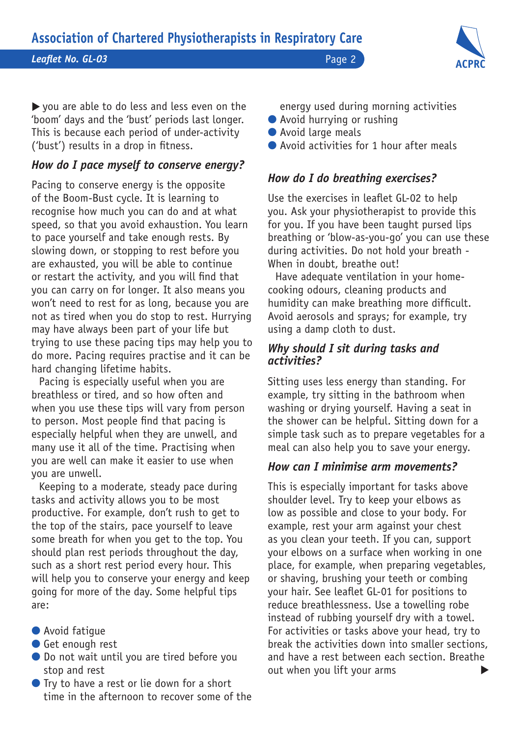▶ you are able to do less and less even on the 'boom' days and the 'bust' periods last longer. This is because each period of under-activity ('bust') results in a drop in fitness.

### *How do I pace myself to conserve energy?*

Pacing to conserve energy is the opposite of the Boom-Bust cycle. It is learning to recognise how much you can do and at what speed, so that you avoid exhaustion. You learn to pace yourself and take enough rests. By slowing down, or stopping to rest before you are exhausted, you will be able to continue or restart the activity, and you will find that you can carry on for longer. It also means you won't need to rest for as long, because you are not as tired when you do stop to rest. Hurrying may have always been part of your life but trying to use these pacing tips may help you to do more. Pacing requires practise and it can be hard changing lifetime habits.

Pacing is especially useful when you are breathless or tired, and so how often and when you use these tips will vary from person to person. Most people find that pacing is especially helpful when they are unwell, and many use it all of the time. Practising when you are well can make it easier to use when you are unwell.

Keeping to a moderate, steady pace during tasks and activity allows you to be most productive. For example, don't rush to get to the top of the stairs, pace yourself to leave some breath for when you get to the top. You should plan rest periods throughout the day, such as a short rest period every hour. This will help you to conserve your energy and keep going for more of the day. Some helpful tips are:

- Avoid fatigue
- Get enough rest
- Do not wait until you are tired before you stop and rest
- Try to have a rest or lie down for a short time in the afternoon to recover some of the energy used during morning activities
- Avoid hurrying or rushing
- Avoid large meals
- Avoid activities for 1 hour after meals

### *How do I do breathing exercises?*

Use the exercises in leaflet GL-02 to help you. Ask your physiotherapist to provide this for you. If you have been taught pursed lips breathing or 'blow-as-you-go' you can use these during activities. Do not hold your breath - When in doubt, breathe out!

Have adequate ventilation in your home-cooking odours, cleaning products and humidity can make breathing more difficult. Avoid aerosols and sprays; for example, try using a damp cloth to dust.

### *Why should I sit during tasks and activities?*

Sitting uses less energy than standing. For example, try sitting in the bathroom when washing or drying yourself. Having a seat in the shower can be helpful. Sitting down for a simple task such as to prepare vegetables for a meal can also help you to save your energy.

### *How can I minimise arm movements?*

This is especially important for tasks above shoulder level. Try to keep your elbows as low as possible and close to your body. For example, rest your arm against your chest as you clean your teeth. If you can, support your elbows on a surface when working in one place, for example, when preparing vegetables, or shaving, brushing your teeth or combing your hair. See leaflet GL-01 for positions to reduce breathlessness. Use a towelling robe instead of rubbing yourself dry with a towel. For activities or tasks above your head, try to break the activities down into smaller sections, and have a rest between each section. Breathe out when you lift your arms ▶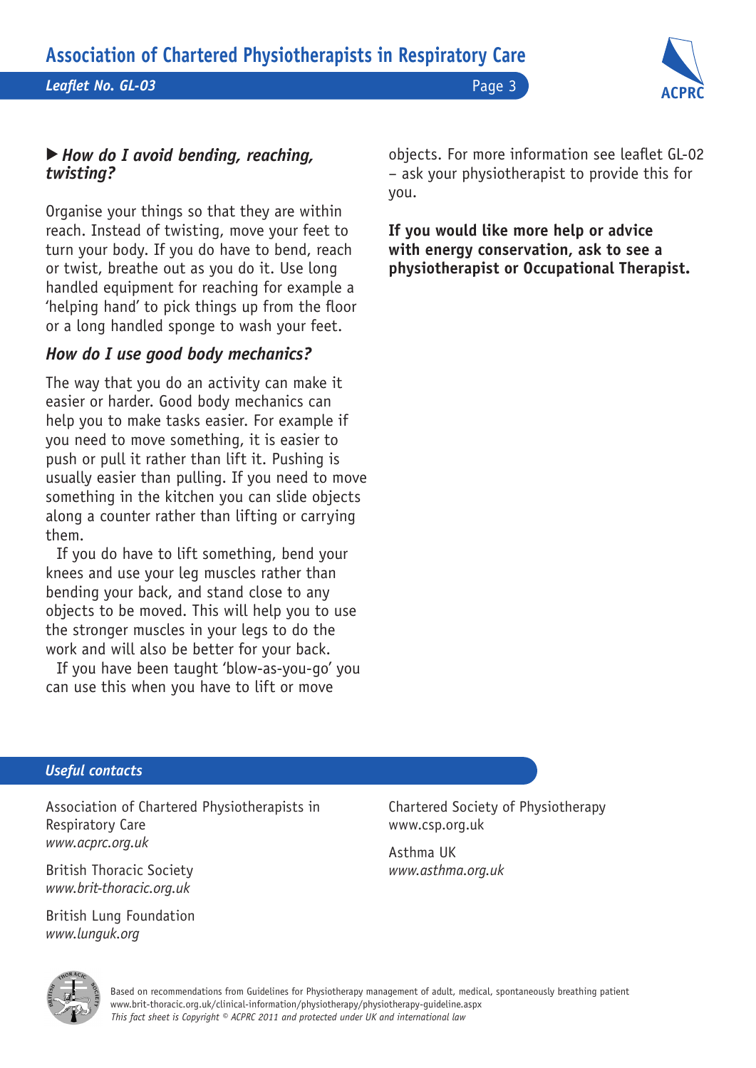### ▶ *How do I avoid bending, reaching, twisting?*

Organise your things so that they are within reach. Instead of twisting, move your feet to turn your body. If you do have to bend, reach or twist, breathe out as you do it. Use long handled equipment for reaching for example a 'helping hand' to pick things up from the floor or a long handled sponge to wash your feet.

### *How do I use good body mechanics?*

The way that you do an activity can make it easier or harder. Good body mechanics can help you to make tasks easier. For example if you need to move something, it is easier to push or pull it rather than lift it. Pushing is usually easier than pulling. If you need to move something in the kitchen you can slide objects along a counter rather than lifting or carrying them.

If you do have to lift something, bend your knees and use your leg muscles rather than bending your back, and stand close to any objects to be moved. This will help you to use the stronger muscles in your legs to do the work and will also be better for your back.

If you have been taught 'blow-as-you-go' you can use this when you have to lift or move objects. For more information see leaflet GL-02 – ask your physiotherapist to provide this for you.

**If you would like more help or advice with energy conservation, ask to see a physiotherapist or Occupational Therapist.**

## *Useful contacts*

Association of Chartered Physiotherapists in Respiratory Care
*www.acprc.org.uk*

British Thoracic Society
*www.brit-thoracic.org.uk*

British Lung Foundation
*www.lunguk.org*

Chartered Society of Physiotherapy
www.csp.org.uk

Asthma UK
*www.asthma.org.uk*

Based on recommendations from Guidelines for Physiotherapy management of adult, medical, spontaneously breathing patient
www.brit-thoracic.org.uk/clinical-information/physiotherapy/physiotherapy-guideline.aspx
*This fact sheet is Copyright © ACPRC 2011 and protected under UK and international law*